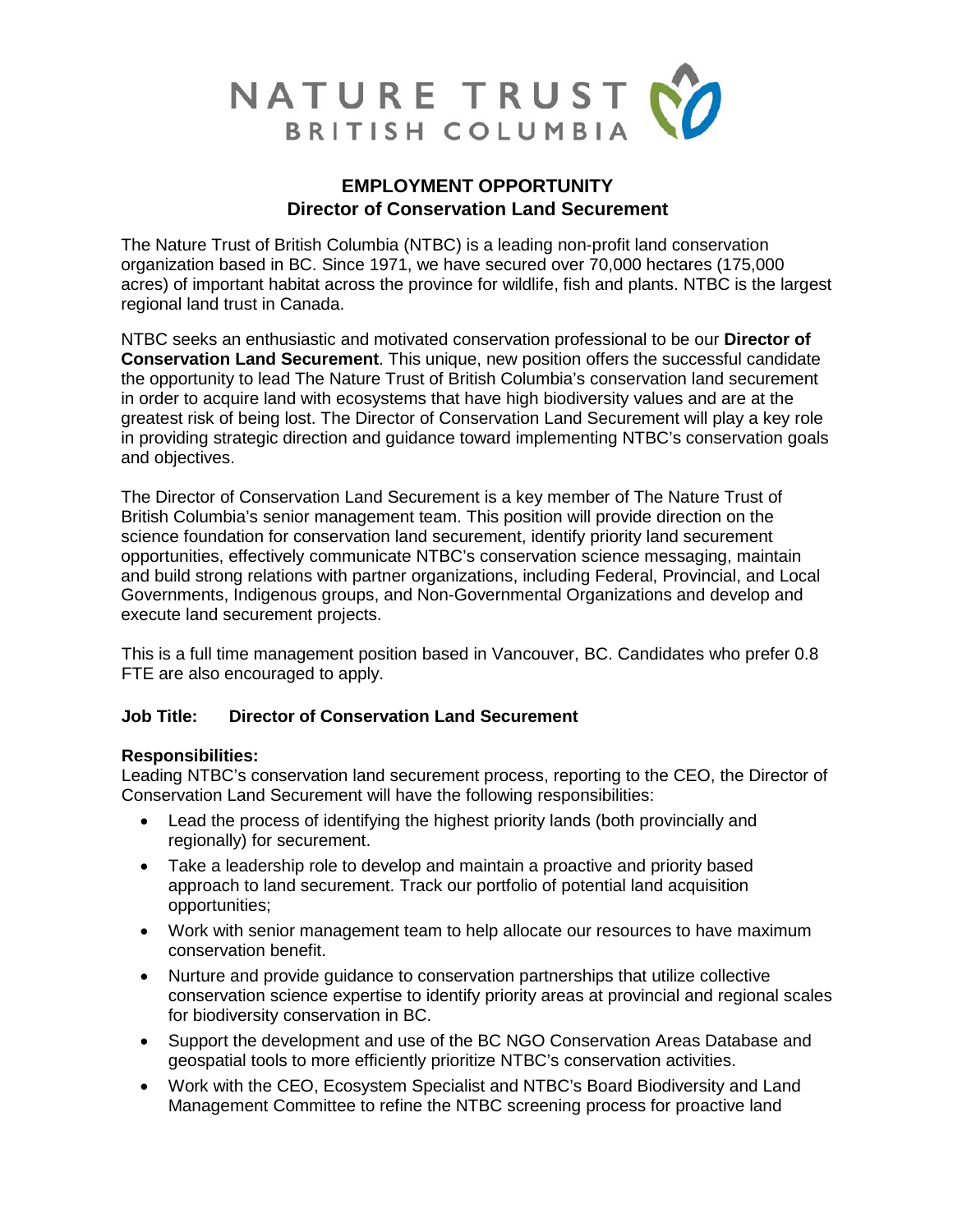NATURE TRUST
BRITISH COLUMBIA

# EMPLOYMENT OPPORTUNITY
## Director of Conservation Land Securement

The Nature Trust of British Columbia (NTBC) is a leading non-profit land conservation organization based in BC. Since 1971, we have secured over 70,000 hectares (175,000 acres) of important habitat across the province for wildlife, fish and plants. NTBC is the largest regional land trust in Canada.

NTBC seeks an enthusiastic and motivated conservation professional to be our **Director of Conservation Land Securement**. This unique, new position offers the successful candidate the opportunity to lead The Nature Trust of British Columbia's conservation land securement in order to acquire land with ecosystems that have high biodiversity values and are at the greatest risk of being lost. The Director of Conservation Land Securement will play a key role in providing strategic direction and guidance toward implementing NTBC's conservation goals and objectives.

The Director of Conservation Land Securement is a key member of The Nature Trust of British Columbia's senior management team. This position will provide direction on the science foundation for conservation land securement, identify priority land securement opportunities, effectively communicate NTBC's conservation science messaging, maintain and build strong relations with partner organizations, including Federal, Provincial, and Local Governments, Indigenous groups, and Non-Governmental Organizations and develop and execute land securement projects.

This is a full time management position based in Vancouver, BC. Candidates who prefer 0.8 FTE are also encouraged to apply.

**Job Title: Director of Conservation Land Securement**

**Responsibilities:**

Leading NTBC's conservation land securement process, reporting to the CEO, the Director of Conservation Land Securement will have the following responsibilities:

- Lead the process of identifying the highest priority lands (both provincially and regionally) for securement.
- Take a leadership role to develop and maintain a proactive and priority based approach to land securement. Track our portfolio of potential land acquisition opportunities;
- Work with senior management team to help allocate our resources to have maximum conservation benefit.
- Nurture and provide guidance to conservation partnerships that utilize collective conservation science expertise to identify priority areas at provincial and regional scales for biodiversity conservation in BC.
- Support the development and use of the BC NGO Conservation Areas Database and geospatial tools to more efficiently prioritize NTBC's conservation activities.
- Work with the CEO, Ecosystem Specialist and NTBC's Board Biodiversity and Land Management Committee to refine the NTBC screening process for proactive land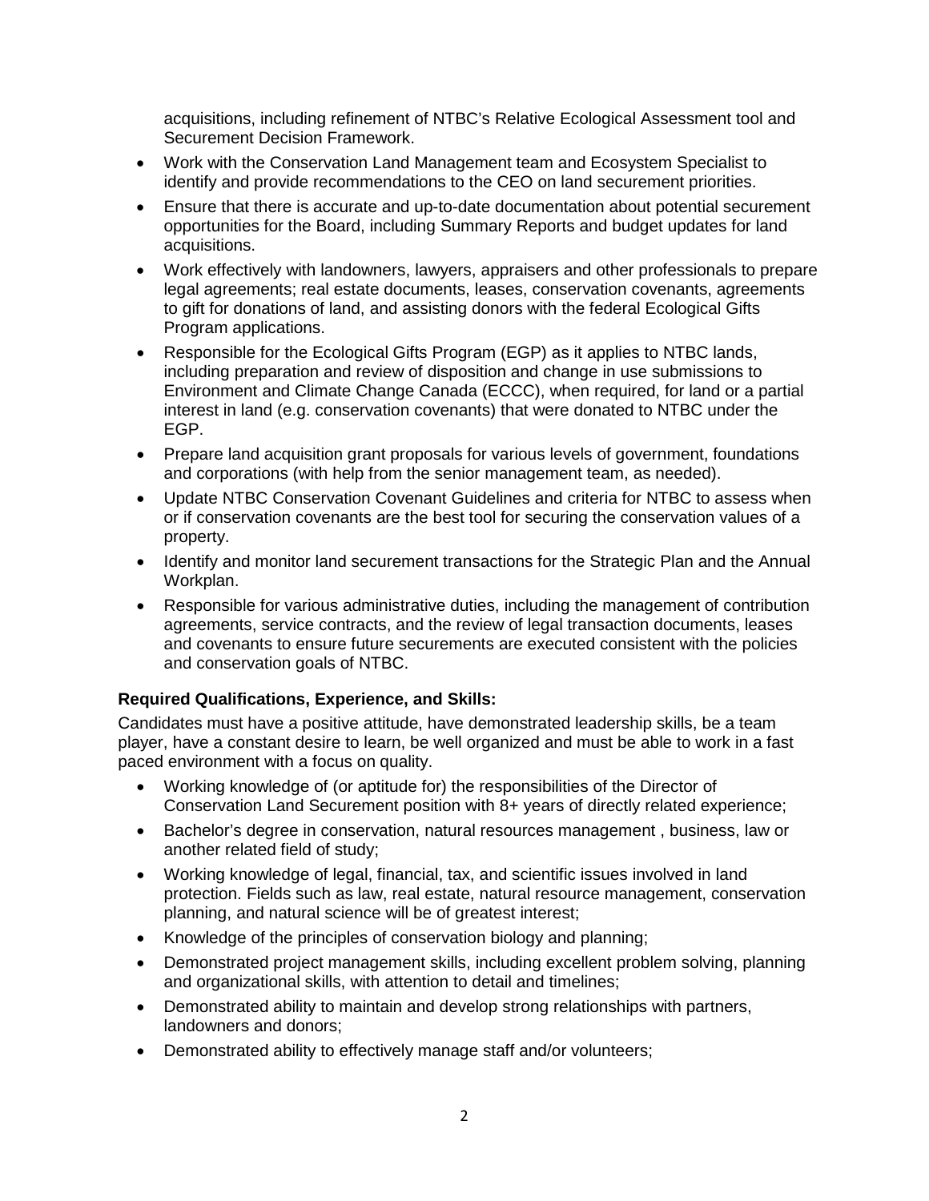acquisitions, including refinement of NTBC's Relative Ecological Assessment tool and Securement Decision Framework.

- Work with the Conservation Land Management team and Ecosystem Specialist to identify and provide recommendations to the CEO on land securement priorities.
- Ensure that there is accurate and up-to-date documentation about potential securement opportunities for the Board, including Summary Reports and budget updates for land acquisitions.
- Work effectively with landowners, lawyers, appraisers and other professionals to prepare legal agreements; real estate documents, leases, conservation covenants, agreements to gift for donations of land, and assisting donors with the federal Ecological Gifts Program applications.
- Responsible for the Ecological Gifts Program (EGP) as it applies to NTBC lands, including preparation and review of disposition and change in use submissions to Environment and Climate Change Canada (ECCC), when required, for land or a partial interest in land (e.g. conservation covenants) that were donated to NTBC under the EGP.
- Prepare land acquisition grant proposals for various levels of government, foundations and corporations (with help from the senior management team, as needed).
- Update NTBC Conservation Covenant Guidelines and criteria for NTBC to assess when or if conservation covenants are the best tool for securing the conservation values of a property.
- Identify and monitor land securement transactions for the Strategic Plan and the Annual Workplan.
- Responsible for various administrative duties, including the management of contribution agreements, service contracts, and the review of legal transaction documents, leases and covenants to ensure future securements are executed consistent with the policies and conservation goals of NTBC.

**Required Qualifications, Experience, and Skills:**

Candidates must have a positive attitude, have demonstrated leadership skills, be a team player, have a constant desire to learn, be well organized and must be able to work in a fast paced environment with a focus on quality.

- Working knowledge of (or aptitude for) the responsibilities of the Director of Conservation Land Securement position with 8+ years of directly related experience;
- Bachelor's degree in conservation, natural resources management , business, law or another related field of study;
- Working knowledge of legal, financial, tax, and scientific issues involved in land protection. Fields such as law, real estate, natural resource management, conservation planning, and natural science will be of greatest interest;
- Knowledge of the principles of conservation biology and planning;
- Demonstrated project management skills, including excellent problem solving, planning and organizational skills, with attention to detail and timelines;
- Demonstrated ability to maintain and develop strong relationships with partners, landowners and donors;
- Demonstrated ability to effectively manage staff and/or volunteers;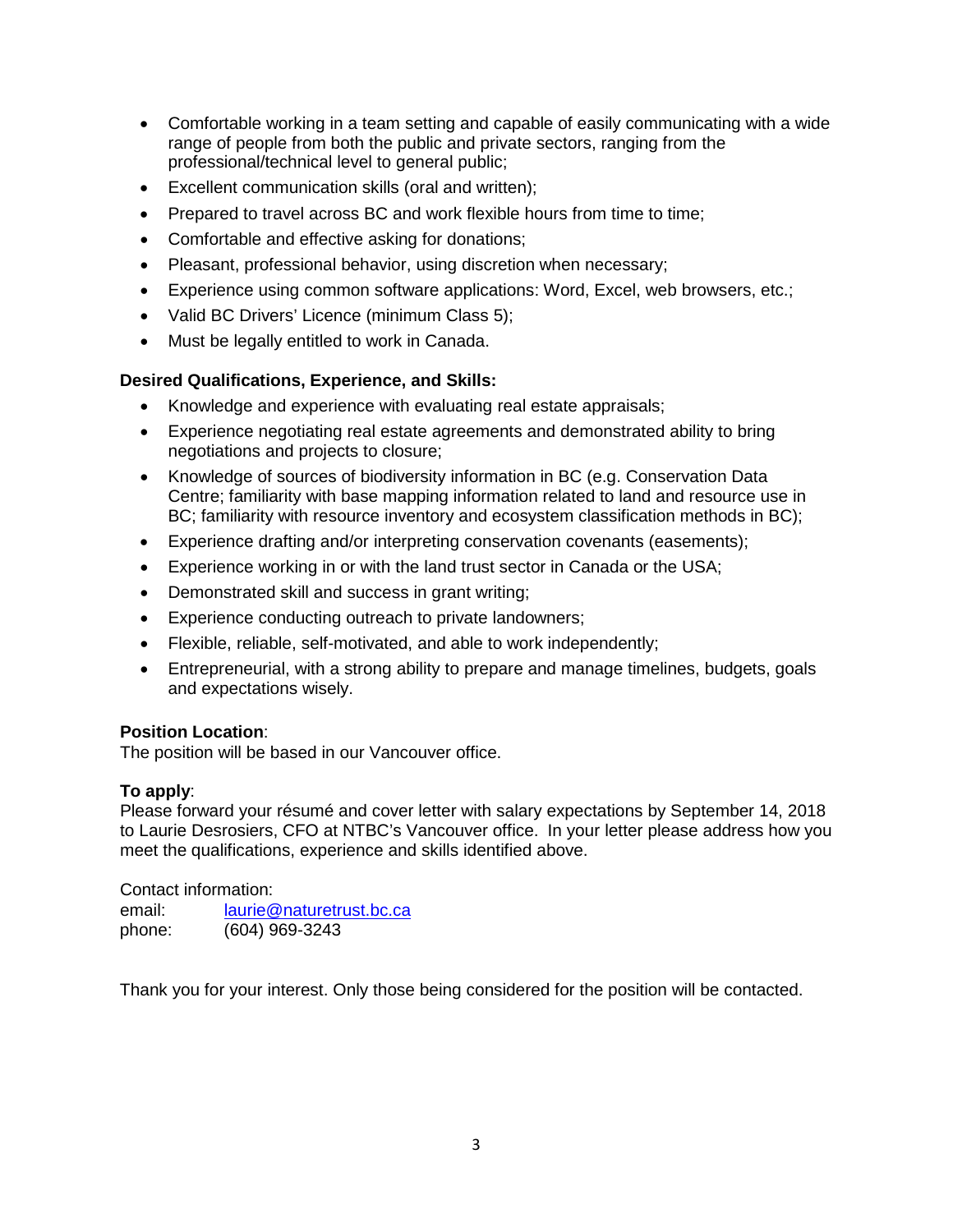- Comfortable working in a team setting and capable of easily communicating with a wide range of people from both the public and private sectors, ranging from the professional/technical level to general public;
- Excellent communication skills (oral and written);
- Prepared to travel across BC and work flexible hours from time to time;
- Comfortable and effective asking for donations;
- Pleasant, professional behavior, using discretion when necessary;
- Experience using common software applications: Word, Excel, web browsers, etc.;
- Valid BC Drivers' Licence (minimum Class 5);
- Must be legally entitled to work in Canada.

**Desired Qualifications, Experience, and Skills:**

- Knowledge and experience with evaluating real estate appraisals;
- Experience negotiating real estate agreements and demonstrated ability to bring negotiations and projects to closure;
- Knowledge of sources of biodiversity information in BC (e.g. Conservation Data Centre; familiarity with base mapping information related to land and resource use in BC; familiarity with resource inventory and ecosystem classification methods in BC);
- Experience drafting and/or interpreting conservation covenants (easements);
- Experience working in or with the land trust sector in Canada or the USA;
- Demonstrated skill and success in grant writing;
- Experience conducting outreach to private landowners;
- Flexible, reliable, self-motivated, and able to work independently;
- Entrepreneurial, with a strong ability to prepare and manage timelines, budgets, goals and expectations wisely.

**Position Location**:
The position will be based in our Vancouver office.

**To apply**:
Please forward your résumé and cover letter with salary expectations by September 14, 2018 to Laurie Desrosiers, CFO at NTBC's Vancouver office. In your letter please address how you meet the qualifications, experience and skills identified above.

Contact information:
email: laurie@naturetrust.bc.ca
phone: (604) 969-3243

Thank you for your interest. Only those being considered for the position will be contacted.